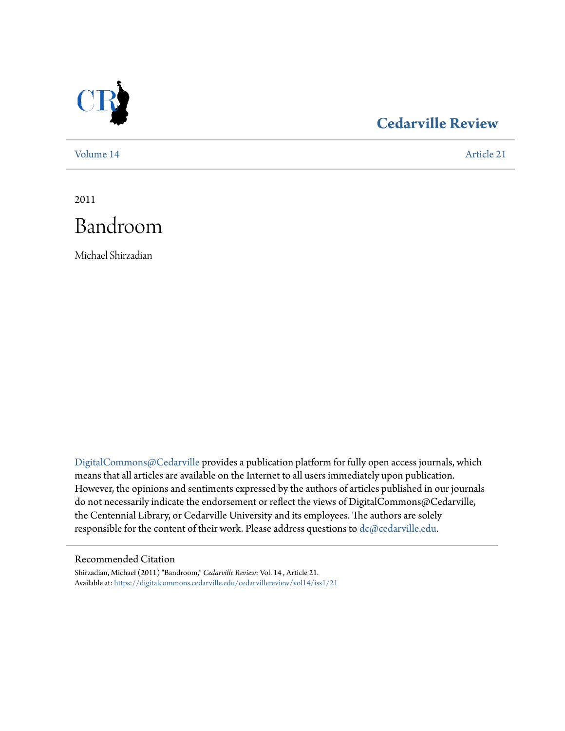Cedarville Review

Volume 14 | Article 21

2011

# Bandroom

Michael Shirzadian

DigitalCommons@Cedarville provides a publication platform for fully open access journals, which means that all articles are available on the Internet to all users immediately upon publication. However, the opinions and sentiments expressed by the authors of articles published in our journals do not necessarily indicate the endorsement or reflect the views of DigitalCommons@Cedarville, the Centennial Library, or Cedarville University and its employees. The authors are solely responsible for the content of their work. Please address questions to dc@cedarville.edu.

## Recommended Citation

Shirzadian, Michael (2011) "Bandroom," *Cedarville Review*: Vol. 14 , Article 21.
Available at: https://digitalcommons.cedarville.edu/cedarvillereview/vol14/iss1/21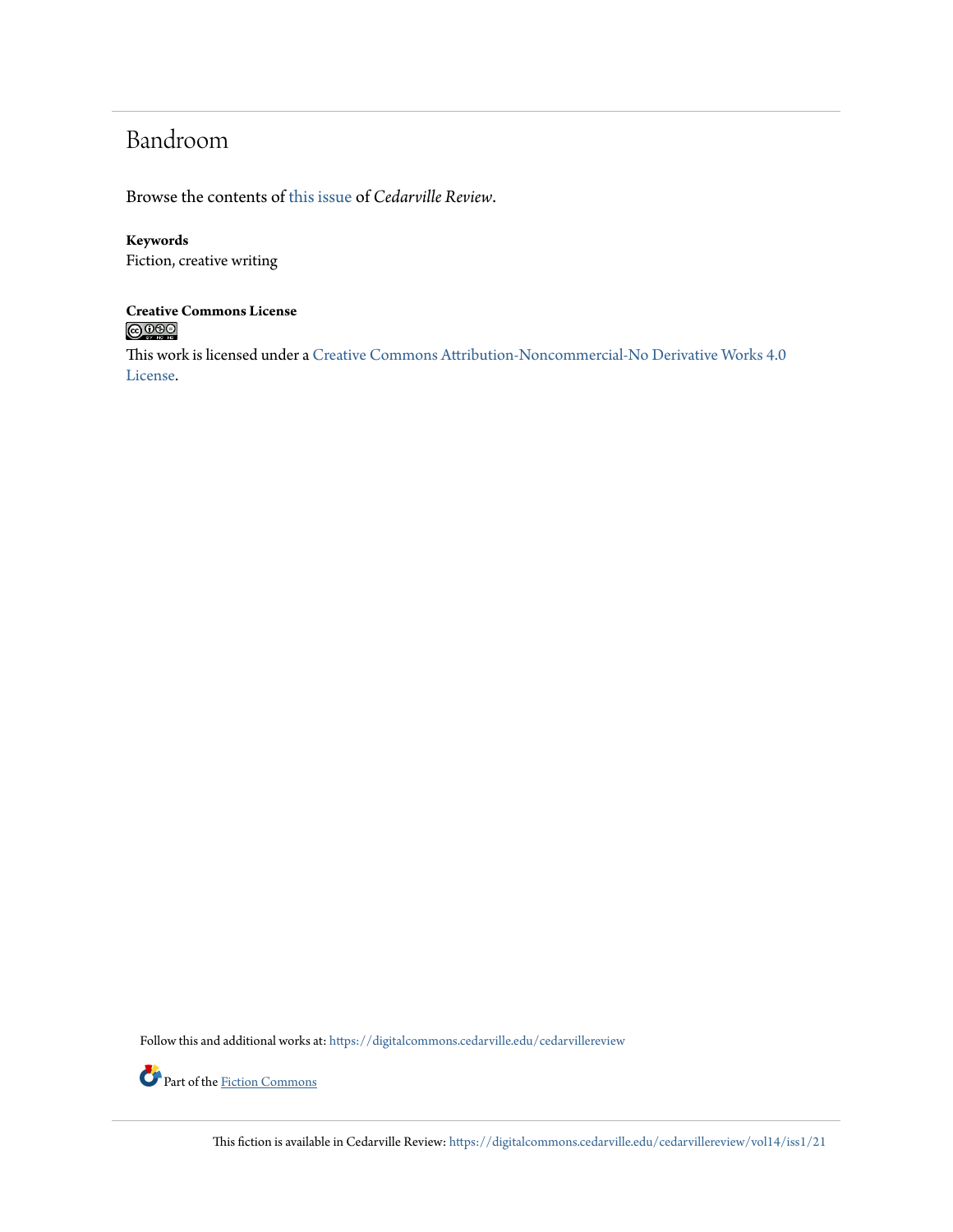# Bandroom

Browse the contents of this issue of *Cedarville Review*.

**Keywords**
Fiction, creative writing

**Creative Commons License**

This work is licensed under a Creative Commons Attribution-Noncommercial-No Derivative Works 4.0 License.

Follow this and additional works at: https://digitalcommons.cedarville.edu/cedarvillereview

Part of the Fiction Commons

This fiction is available in Cedarville Review: https://digitalcommons.cedarville.edu/cedarvillereview/vol14/iss1/21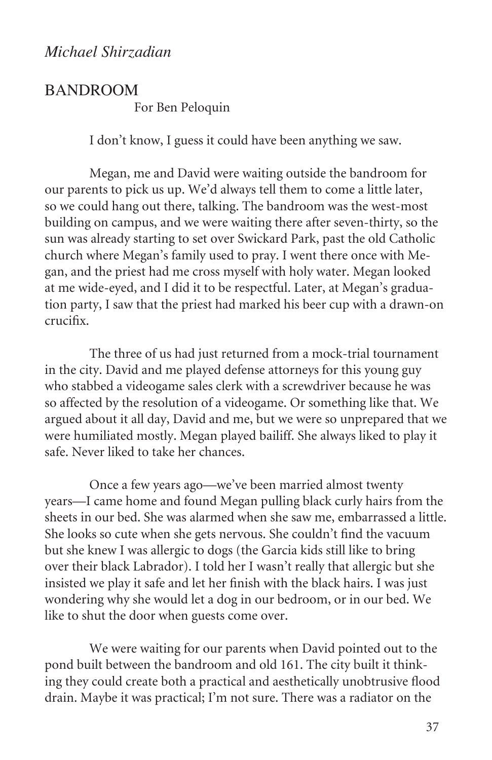*Michael Shirzadian*

## BANDROOM

For Ben Peloquin

I don't know, I guess it could have been anything we saw.

Megan, me and David were waiting outside the bandroom for our parents to pick us up. We'd always tell them to come a little later, so we could hang out there, talking. The bandroom was the west-most building on campus, and we were waiting there after seven-thirty, so the sun was already starting to set over Swickard Park, past the old Catholic church where Megan's family used to pray. I went there once with Megan, and the priest had me cross myself with holy water. Megan looked at me wide-eyed, and I did it to be respectful. Later, at Megan's graduation party, I saw that the priest had marked his beer cup with a drawn-on crucifix.

The three of us had just returned from a mock-trial tournament in the city. David and me played defense attorneys for this young guy who stabbed a videogame sales clerk with a screwdriver because he was so affected by the resolution of a videogame. Or something like that. We argued about it all day, David and me, but we were so unprepared that we were humiliated mostly. Megan played bailiff. She always liked to play it safe. Never liked to take her chances.

Once a few years ago—we've been married almost twenty years—I came home and found Megan pulling black curly hairs from the sheets in our bed. She was alarmed when she saw me, embarrassed a little. She looks so cute when she gets nervous. She couldn't find the vacuum but she knew I was allergic to dogs (the Garcia kids still like to bring over their black Labrador). I told her I wasn't really that allergic but she insisted we play it safe and let her finish with the black hairs. I was just wondering why she would let a dog in our bedroom, or in our bed. We like to shut the door when guests come over.

We were waiting for our parents when David pointed out to the pond built between the bandroom and old 161. The city built it thinking they could create both a practical and aesthetically unobtrusive flood drain. Maybe it was practical; I'm not sure. There was a radiator on the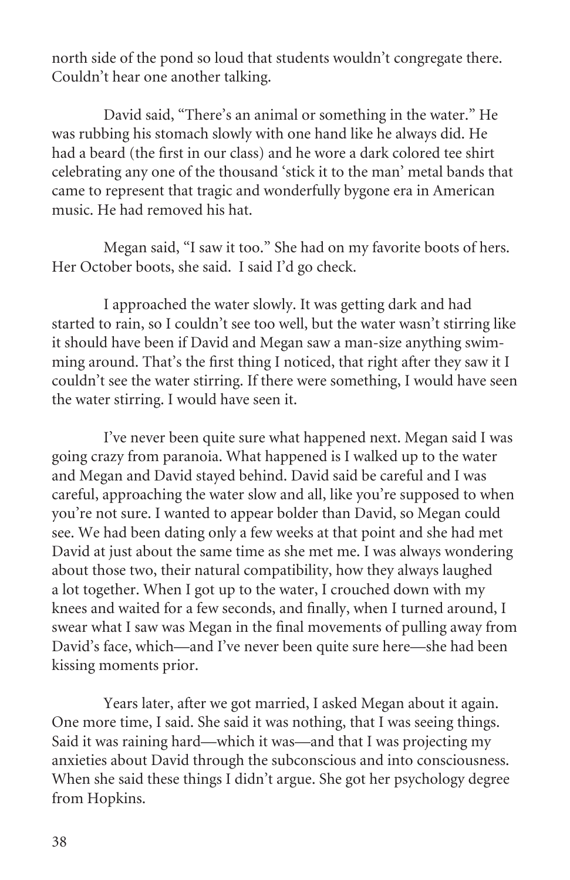north side of the pond so loud that students wouldn't congregate there. Couldn't hear one another talking.

David said, "There's an animal or something in the water." He was rubbing his stomach slowly with one hand like he always did. He had a beard (the first in our class) and he wore a dark colored tee shirt celebrating any one of the thousand 'stick it to the man' metal bands that came to represent that tragic and wonderfully bygone era in American music. He had removed his hat.

Megan said, "I saw it too." She had on my favorite boots of hers. Her October boots, she said. I said I'd go check.

I approached the water slowly. It was getting dark and had started to rain, so I couldn't see too well, but the water wasn't stirring like it should have been if David and Megan saw a man-size anything swimming around. That's the first thing I noticed, that right after they saw it I couldn't see the water stirring. If there were something, I would have seen the water stirring. I would have seen it.

I've never been quite sure what happened next. Megan said I was going crazy from paranoia. What happened is I walked up to the water and Megan and David stayed behind. David said be careful and I was careful, approaching the water slow and all, like you're supposed to when you're not sure. I wanted to appear bolder than David, so Megan could see. We had been dating only a few weeks at that point and she had met David at just about the same time as she met me. I was always wondering about those two, their natural compatibility, how they always laughed a lot together. When I got up to the water, I crouched down with my knees and waited for a few seconds, and finally, when I turned around, I swear what I saw was Megan in the final movements of pulling away from David's face, which—and I've never been quite sure here—she had been kissing moments prior.

Years later, after we got married, I asked Megan about it again. One more time, I said. She said it was nothing, that I was seeing things. Said it was raining hard—which it was—and that I was projecting my anxieties about David through the subconscious and into consciousness. When she said these things I didn't argue. She got her psychology degree from Hopkins.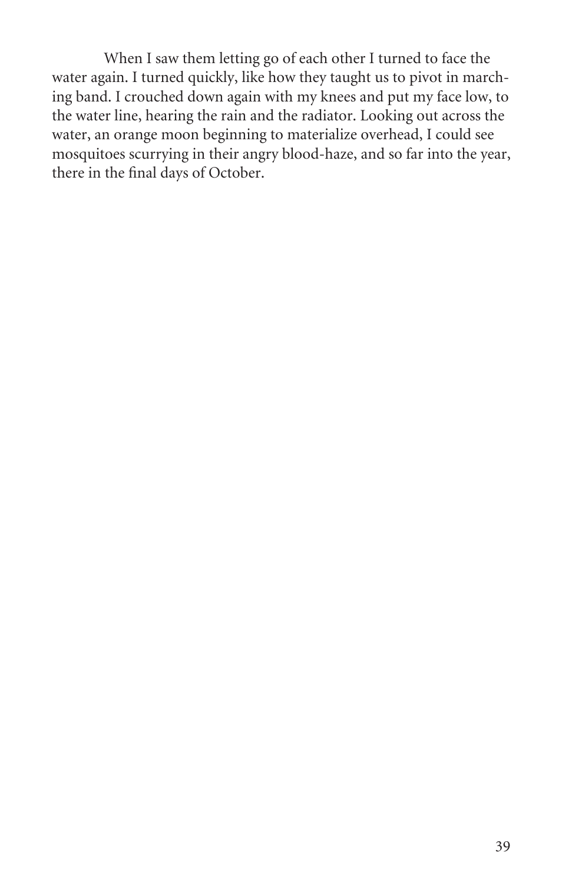When I saw them letting go of each other I turned to face the water again. I turned quickly, like how they taught us to pivot in marching band. I crouched down again with my knees and put my face low, to the water line, hearing the rain and the radiator. Looking out across the water, an orange moon beginning to materialize overhead, I could see mosquitoes scurrying in their angry blood-haze, and so far into the year, there in the final days of October.